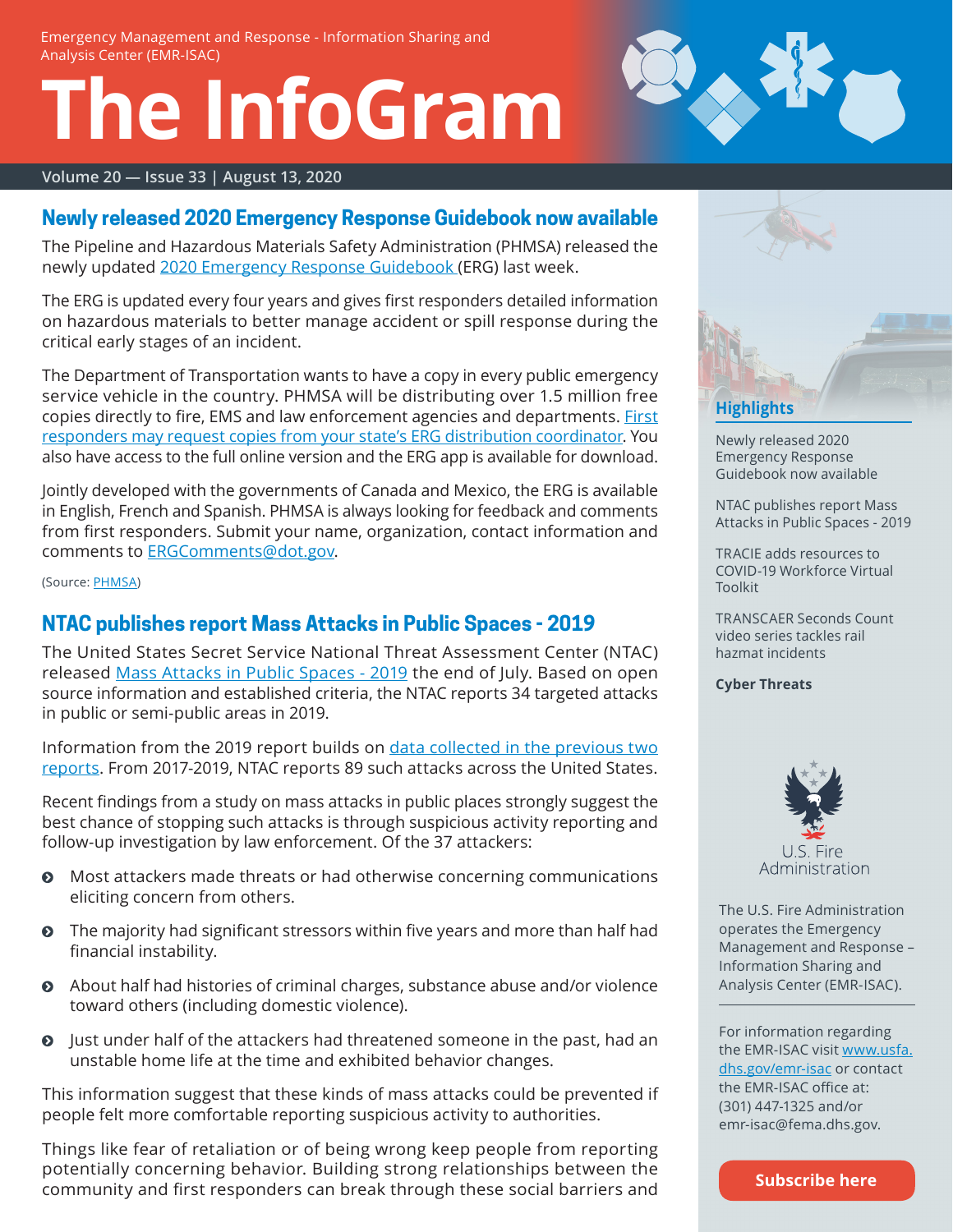Emergency Management and Response - Information Sharing and Analysis Center (EMR-ISAC)

# The InfoGram

Volume 20 — Issue 33 | August 13, 2020

## Newly released 2020 Emergency Response Guidebook now available

The Pipeline and Hazardous Materials Safety Administration (PHMSA) released the newly updated 2020 Emergency Response Guidebook (ERG) last week.

The ERG is updated every four years and gives first responders detailed information on hazardous materials to better manage accident or spill response during the critical early stages of an incident.

The Department of Transportation wants to have a copy in every public emergency service vehicle in the country. PHMSA will be distributing over 1.5 million free copies directly to fire, EMS and law enforcement agencies and departments. First responders may request copies from your state's ERG distribution coordinator. You also have access to the full online version and the ERG app is available for download.

Jointly developed with the governments of Canada and Mexico, the ERG is available in English, French and Spanish. PHMSA is always looking for feedback and comments from first responders. Submit your name, organization, contact information and comments to ERGComments@dot.gov.

(Source: PHMSA)

## NTAC publishes report Mass Attacks in Public Spaces - 2019

The United States Secret Service National Threat Assessment Center (NTAC) released Mass Attacks in Public Spaces - 2019 the end of July. Based on open source information and established criteria, the NTAC reports 34 targeted attacks in public or semi-public areas in 2019.

Information from the 2019 report builds on data collected in the previous two reports. From 2017-2019, NTAC reports 89 such attacks across the United States.

Recent findings from a study on mass attacks in public places strongly suggest the best chance of stopping such attacks is through suspicious activity reporting and follow-up investigation by law enforcement. Of the 37 attackers:

- Most attackers made threats or had otherwise concerning communications eliciting concern from others.
- The majority had significant stressors within five years and more than half had financial instability.
- About half had histories of criminal charges, substance abuse and/or violence toward others (including domestic violence).
- Just under half of the attackers had threatened someone in the past, had an unstable home life at the time and exhibited behavior changes.

This information suggest that these kinds of mass attacks could be prevented if people felt more comfortable reporting suspicious activity to authorities.

Things like fear of retaliation or of being wrong keep people from reporting potentially concerning behavior. Building strong relationships between the community and first responders can break through these social barriers and

### Highlights

Newly released 2020 Emergency Response Guidebook now available

NTAC publishes report Mass Attacks in Public Spaces - 2019

TRACIE adds resources to COVID-19 Workforce Virtual Toolkit

TRANSCAER Seconds Count video series tackles rail hazmat incidents

**Cyber Threats**

U.S. Fire Administration

The U.S. Fire Administration operates the Emergency Management and Response – Information Sharing and Analysis Center (EMR-ISAC).

For information regarding the EMR-ISAC visit www.usfa.dhs.gov/emr-isac or contact the EMR-ISAC office at: (301) 447-1325 and/or emr-isac@fema.dhs.gov.

Subscribe here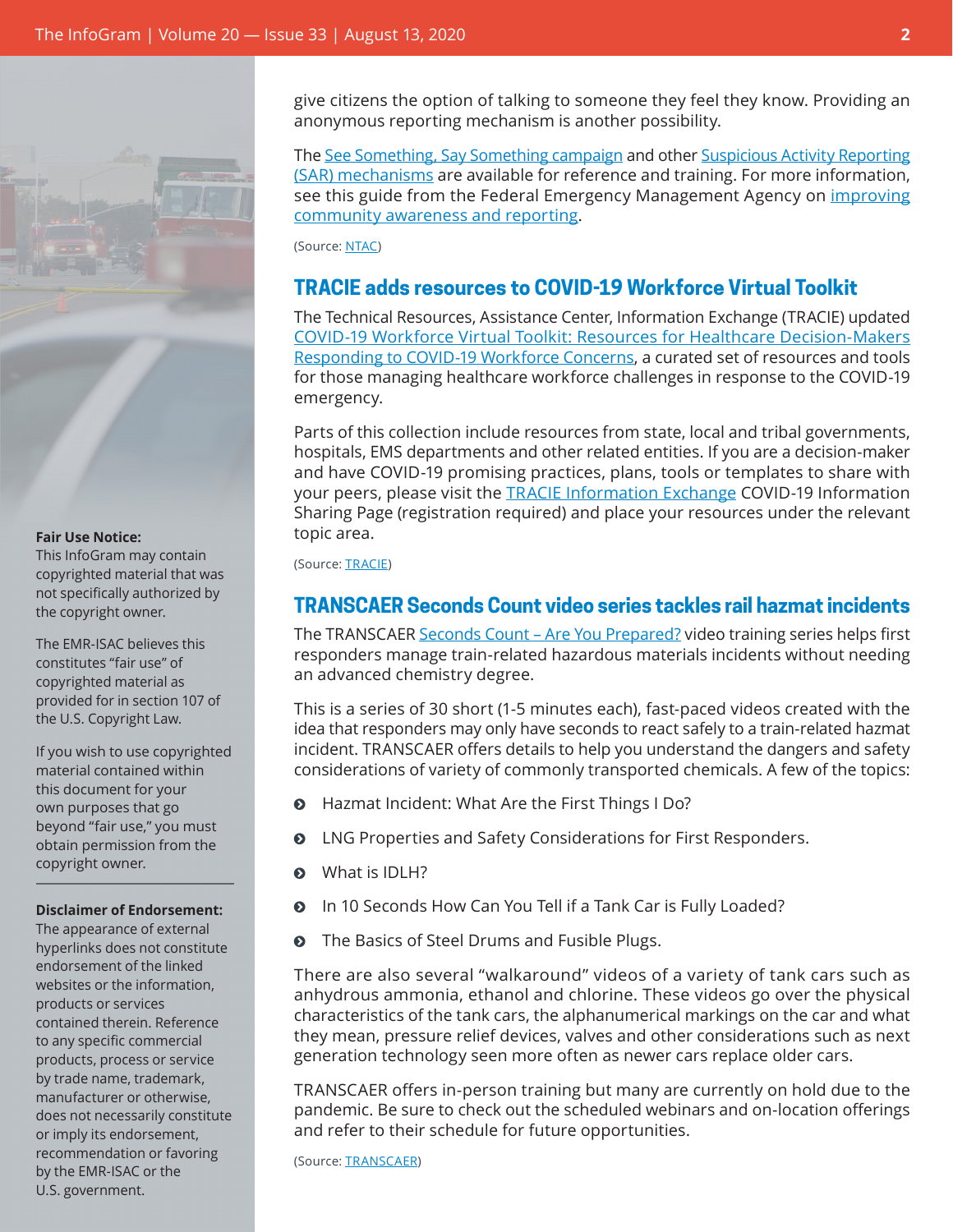give citizens the option of talking to someone they feel they know. Providing an anonymous reporting mechanism is another possibility.

The See Something, Say Something campaign and other Suspicious Activity Reporting (SAR) mechanisms are available for reference and training. For more information, see this guide from the Federal Emergency Management Agency on improving community awareness and reporting.

(Source: NTAC)

## TRACIE adds resources to COVID-19 Workforce Virtual Toolkit

The Technical Resources, Assistance Center, Information Exchange (TRACIE) updated COVID-19 Workforce Virtual Toolkit: Resources for Healthcare Decision-Makers Responding to COVID-19 Workforce Concerns, a curated set of resources and tools for those managing healthcare workforce challenges in response to the COVID-19 emergency.

Parts of this collection include resources from state, local and tribal governments, hospitals, EMS departments and other related entities. If you are a decision-maker and have COVID-19 promising practices, plans, tools or templates to share with your peers, please visit the TRACIE Information Exchange COVID-19 Information Sharing Page (registration required) and place your resources under the relevant topic area.

(Source: TRACIE)

## TRANSCAER Seconds Count video series tackles rail hazmat incidents

The TRANSCAER Seconds Count – Are You Prepared? video training series helps first responders manage train-related hazardous materials incidents without needing an advanced chemistry degree.

This is a series of 30 short (1-5 minutes each), fast-paced videos created with the idea that responders may only have seconds to react safely to a train-related hazmat incident. TRANSCAER offers details to help you understand the dangers and safety considerations of variety of commonly transported chemicals. A few of the topics:

- Hazmat Incident: What Are the First Things I Do?
- LNG Properties and Safety Considerations for First Responders.
- What is IDLH?
- In 10 Seconds How Can You Tell if a Tank Car is Fully Loaded?
- The Basics of Steel Drums and Fusible Plugs.

There are also several "walkaround" videos of a variety of tank cars such as anhydrous ammonia, ethanol and chlorine. These videos go over the physical characteristics of the tank cars, the alphanumerical markings on the car and what they mean, pressure relief devices, valves and other considerations such as next generation technology seen more often as newer cars replace older cars.

TRANSCAER offers in-person training but many are currently on hold due to the pandemic. Be sure to check out the scheduled webinars and on-location offerings and refer to their schedule for future opportunities.

(Source: TRANSCAER)

**Fair Use Notice:**
This InfoGram may contain copyrighted material that was not specifically authorized by the copyright owner.

The EMR-ISAC believes this constitutes "fair use" of copyrighted material as provided for in section 107 of the U.S. Copyright Law.

If you wish to use copyrighted material contained within this document for your own purposes that go beyond "fair use," you must obtain permission from the copyright owner.

**Disclaimer of Endorsement:**
The appearance of external hyperlinks does not constitute endorsement of the linked websites or the information, products or services contained therein. Reference to any specific commercial products, process or service by trade name, trademark, manufacturer or otherwise, does not necessarily constitute or imply its endorsement, recommendation or favoring by the EMR-ISAC or the U.S. government.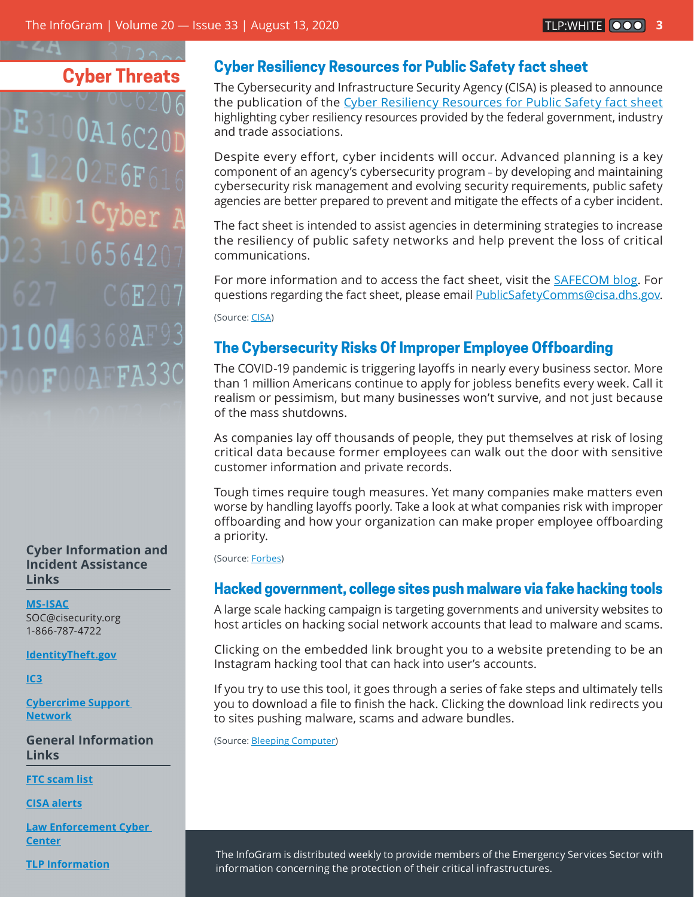## Cyber Threats

### Cyber Resiliency Resources for Public Safety fact sheet

The Cybersecurity and Infrastructure Security Agency (CISA) is pleased to announce the publication of the Cyber Resiliency Resources for Public Safety fact sheet highlighting cyber resiliency resources provided by the federal government, industry and trade associations.

Despite every effort, cyber incidents will occur. Advanced planning is a key component of an agency's cybersecurity program – by developing and maintaining cybersecurity risk management and evolving security requirements, public safety agencies are better prepared to prevent and mitigate the effects of a cyber incident.

The fact sheet is intended to assist agencies in determining strategies to increase the resiliency of public safety networks and help prevent the loss of critical communications.

For more information and to access the fact sheet, visit the SAFECOM blog. For questions regarding the fact sheet, please email PublicSafetyComms@cisa.dhs.gov.

(Source: CISA)

### The Cybersecurity Risks Of Improper Employee Offboarding

The COVID-19 pandemic is triggering layoffs in nearly every business sector. More than 1 million Americans continue to apply for jobless benefits every week. Call it realism or pessimism, but many businesses won't survive, and not just because of the mass shutdowns.

As companies lay off thousands of people, they put themselves at risk of losing critical data because former employees can walk out the door with sensitive customer information and private records.

Tough times require tough measures. Yet many companies make matters even worse by handling layoffs poorly. Take a look at what companies risk with improper offboarding and how your organization can make proper employee offboarding a priority.

(Source: Forbes)

### Hacked government, college sites push malware via fake hacking tools

A large scale hacking campaign is targeting governments and university websites to host articles on hacking social network accounts that lead to malware and scams.

Clicking on the embedded link brought you to a website pretending to be an Instagram hacking tool that can hack into user's accounts.

If you try to use this tool, it goes through a series of fake steps and ultimately tells you to download a file to finish the hack. Clicking the download link redirects you to sites pushing malware, scams and adware bundles.

(Source: Bleeping Computer)

#### Cyber Information and Incident Assistance Links

**MS-ISAC**
SOC@cisecurity.org
1-866-787-4722

**IdentityTheft.gov**

**IC3**

**Cybercrime Support Network**

#### General Information Links

**FTC scam list**

**CISA alerts**

**Law Enforcement Cyber Center**

**TLP Information**

The InfoGram is distributed weekly to provide members of the Emergency Services Sector with information concerning the protection of their critical infrastructures.